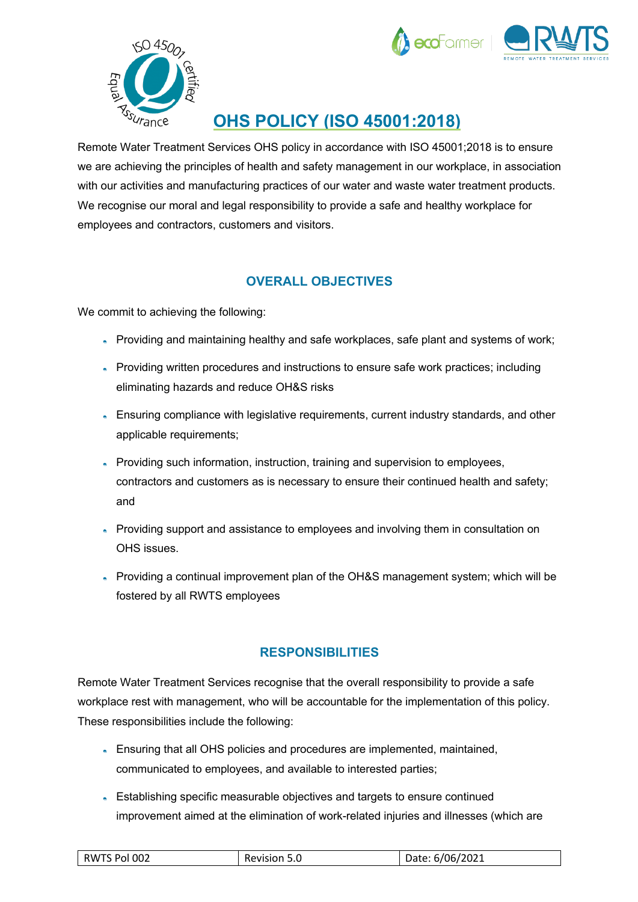# OHS POLICY (ISO 45001:2018)

Remote Water Treatment Services OHS policy in accordance with ISO 45001;2018 is to ensure we are achieving the principles of health and safety management in our workplace, in association with our activities and manufacturing practices of our water and waste water treatment products. We recognise our moral and legal responsibility to provide a safe and healthy workplace for employees and contractors, customers and visitors.

## OVERALL OBJECTIVES

We commit to achieving the following:

- Providing and maintaining healthy and safe workplaces, safe plant and systems of work;
- Providing written procedures and instructions to ensure safe work practices; including eliminating hazards and reduce OH&S risks
- Ensuring compliance with legislative requirements, current industry standards, and other applicable requirements;
- Providing such information, instruction, training and supervision to employees, contractors and customers as is necessary to ensure their continued health and safety; and
- Providing support and assistance to employees and involving them in consultation on OHS issues.
- Providing a continual improvement plan of the OH&S management system; which will be fostered by all RWTS employees

## RESPONSIBILITIES

Remote Water Treatment Services recognise that the overall responsibility to provide a safe workplace rest with management, who will be accountable for the implementation of this policy. These responsibilities include the following:

- Ensuring that all OHS policies and procedures are implemented, maintained, communicated to employees, and available to interested parties;
- Establishing specific measurable objectives and targets to ensure continued improvement aimed at the elimination of work-related injuries and illnesses (which are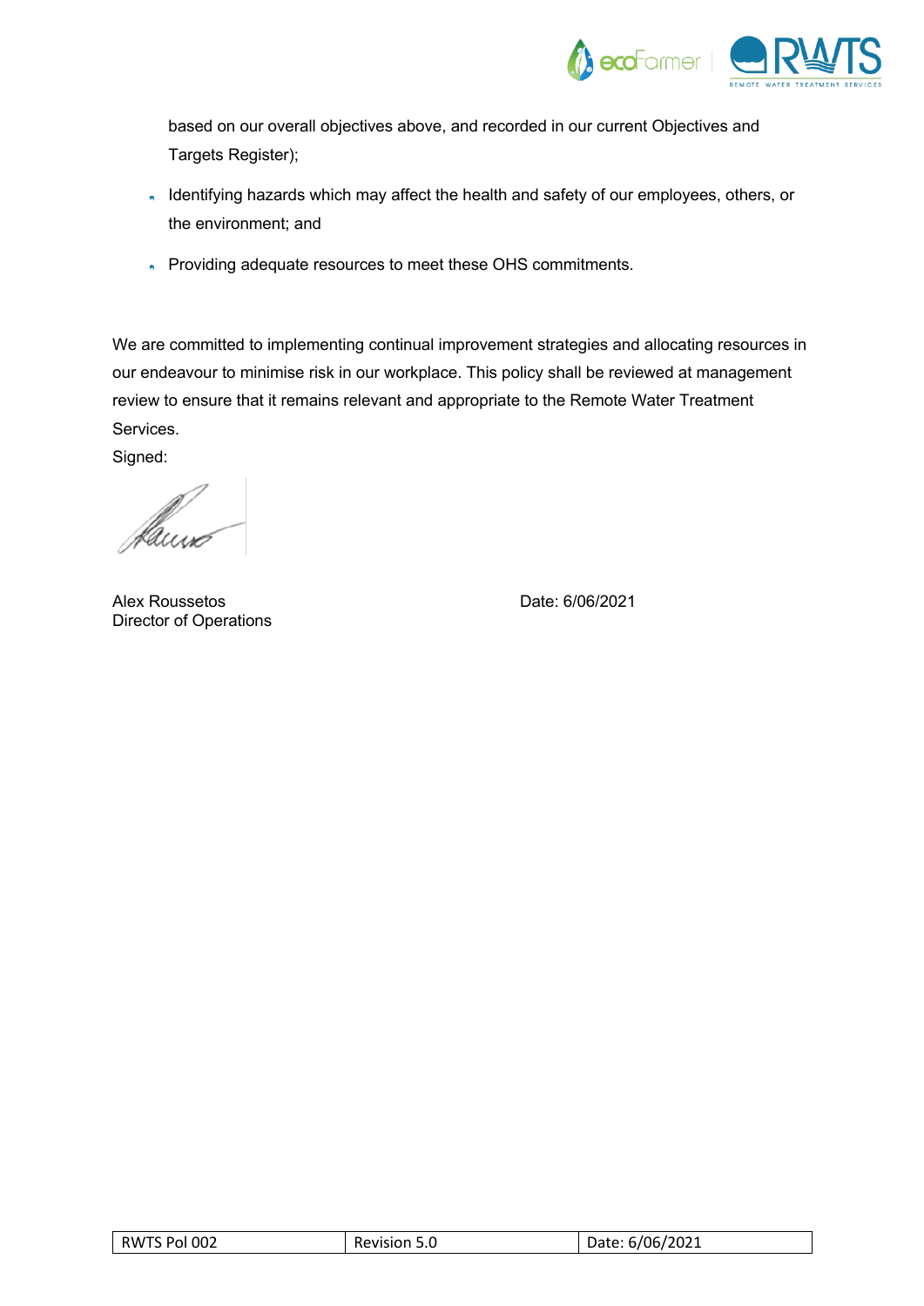based on our overall objectives above, and recorded in our current Objectives and Targets Register);

- Identifying hazards which may affect the health and safety of our employees, others, or the environment; and
- Providing adequate resources to meet these OHS commitments.

We are committed to implementing continual improvement strategies and allocating resources in our endeavour to minimise risk in our workplace. This policy shall be reviewed at management review to ensure that it remains relevant and appropriate to the Remote Water Treatment Services.

Signed:

Alex Roussetos
Director of Operations

Date: 6/06/2021

| | | |
|---|---|---|
| RWTS Pol 002 | Revision 5.0 | Date: 6/06/2021 |